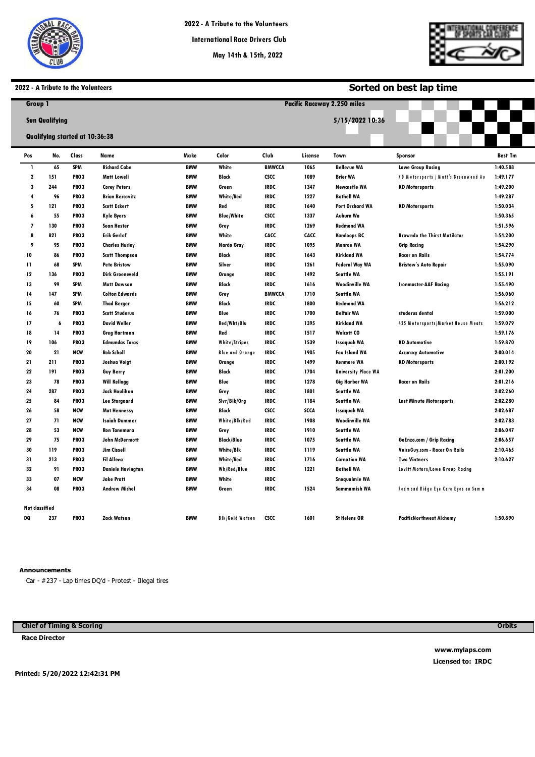# 2022 - A Tribute to the Volunteers

International Race Drivers Club

May 14th & 15th, 2022

**2022 - A Tribute to the Volunteers** — **Sorted on best lap time**

**Group 1** — **Pacific Raceway 2.250 miles**

**Sun Qualifying** — **5/15/2022 10:36**

**Qualifying started at 10:36:38**

| Pos | No. | Class | Name | Make | Color | Club | License | Town | Sponsor | Best Tm |
|---|---|---|---|---|---|---|---|---|---|---|
| 1 | 65 | SPM | Richard Cabe | BMW | White | BMWCCA | 1065 | Bellevue WA | Lowe Group Racing | 1:40.588 |
| 2 | 151 | PRO3 | Matt Lowell | BMW | Black | CSCC | 1089 | Brier WA | KD Motorsports / Matt's Greenwood Au | 1:49.177 |
| 3 | 244 | PRO3 | Corey Peters | BMW | Green | IRDC | 1347 | Newcastle WA | KD Motorsports | 1:49.200 |
| 4 | 96 | PRO3 | Brian Bercovitz | BMW | White/Red | IRDC | 1227 | Bothell WA | | 1:49.287 |
| 5 | 121 | PRO3 | Scott Eckert | BMW | Red | IRDC | 1640 | Port Orchard WA | KD Motorsports | 1:50.034 |
| 6 | 55 | PRO3 | Kyle Byers | BMW | Blue/White | CSCC | 1337 | Auburn Wa | | 1:50.365 |
| 7 | 130 | PRO3 | Sean Hester | BMW | Grey | IRDC | 1269 | Redmond WA | | 1:51.596 |
| 8 | 821 | PRO3 | Erik Gerlof | BMW | White | CACC | CACC | Kamloops BC | Brawndo the Thirst Mutilator | 1:54.200 |
| 9 | 95 | PRO3 | Charles Hurley | BMW | Nardo Gray | IRDC | 1095 | Monroe WA | Grip Racing | 1:54.290 |
| 10 | 86 | PRO3 | Scott Thompson | BMW | Black | IRDC | 1643 | Kirkland WA | Racer on Rails | 1:54.774 |
| 11 | 68 | SPM | Pete Bristow | BMW | Silver | IRDC | 1261 | Federal Way WA | Bristow's Auto Repair | 1:55.090 |
| 12 | 136 | PRO3 | Dirk Groeneveld | BMW | Orange | IRDC | 1492 | Seattle WA | | 1:55.191 |
| 13 | 99 | SPM | Matt Dawson | BMW | Black | IRDC | 1616 | Woodinville WA | Ironmaster-AAF Racing | 1:55.490 |
| 14 | 147 | SPM | Colton Edwards | BMW | Grey | BMWCCA | 1710 | Seattle WA | | 1:56.060 |
| 15 | 60 | SPM | Thad Berger | BMW | Black | IRDC | 1800 | Redmond WA | | 1:56.212 |
| 16 | 76 | PRO3 | Scott Studerus | BMW | Blue | IRDC | 1700 | Belfair WA | studerus dental | 1:59.000 |
| 17 | 6 | PRO3 | David Weller | BMW | Red/Wht/Blu | IRDC | 1395 | Kirkland WA | 425 Motorsports/Market House Meats | 1:59.079 |
| 18 | 14 | PRO3 | Greg Hartman | BMW | Red | IRDC | 1517 | Wolcott CO | | 1:59.176 |
| 19 | 106 | PRO3 | Edmundas Taras | BMW | White/Stripes | IRDC | 1539 | Issaquah WA | KD Automotive | 1:59.870 |
| 20 | 21 | NCW | Rob Scholl | BMW | Blue and Orange | IRDC | 1905 | Fox Island WA | Accuracy Automotive | 2:00.014 |
| 21 | 211 | PRO3 | Joshua Voigt | BMW | Orange | IRDC | 1499 | Kenmore WA | KD Motorsports | 2:00.192 |
| 22 | 191 | PRO3 | Guy Berry | BMW | Black | IRDC | 1704 | University Place WA | | 2:01.200 |
| 23 | 78 | PRO3 | Will Kellogg | BMW | Blue | IRDC | 1278 | Gig Harbor WA | Racer on Rails | 2:01.216 |
| 24 | 287 | PRO3 | Jack Houlihan | BMW | Grey | IRDC | 1801 | Seattle WA | | 2:02.260 |
| 25 | 84 | PRO3 | Lee Storgaard | BMW | Slvr/Blk/Org | IRDC | 1184 | Seattle WA | Last Minute Motorsports | 2:02.280 |
| 26 | 58 | NCW | Mat Hennessy | BMW | Black | CSCC | SCCA | Issaquah WA | | 2:02.687 |
| 27 | 71 | NCW | Isaiah Dummer | BMW | White/Blk/Red | IRDC | 1908 | Woodinville WA | | 2:02.783 |
| 28 | 53 | NCW | Ron Tanemura | BMW | Grey | IRDC | 1910 | Seattle WA | | 2:06.047 |
| 29 | 75 | PRO3 | John McDermott | BMW | Black/Blue | IRDC | 1075 | Seattle WA | GoEnzo.com / Grip Racing | 2:06.657 |
| 30 | 119 | PRO3 | Jim Cissell | BMW | White/Blk | IRDC | 1119 | Seattle WA | VoiceGuy.com - Racer On Rails | 2:10.465 |
| 31 | 213 | PRO3 | Fil Alleva | BMW | White/Red | IRDC | 1716 | Carnation WA | Two Vintners | 2:10.627 |
| 32 | 91 | PRO3 | Daniele Hovington | BMW | Wh/Red/Blue | IRDC | 1221 | Bothell WA | Lovitt Motors/Lowe Group Racing | |
| 33 | 07 | NCW | Jake Pratt | BMW | White | IRDC | | Snoqualmie WA | | |
| 34 | 08 | PRO3 | Andrew Michel | BMW | Green | IRDC | 1524 | Sammamish WA | Redmond Ridge Eye Care Eyes on Samm | |
| **Not classified** | | | | | | | | | | |
| DQ | 237 | PRO3 | Zack Watson | BMW | Blk/Gold Watson | CSCC | 1601 | St Helens OR | PacificNorthwest Alchemy | 1:50.890 |

**Announcements**

Car - #237 - Lap times DQ'd - Protest - Illegal tires

**Chief of Timing & Scoring** — **Orbits**

**Race Director**

**www.mylaps.com**

**Licensed to: IRDC**

**Printed: 5/20/2022 12:42:31 PM**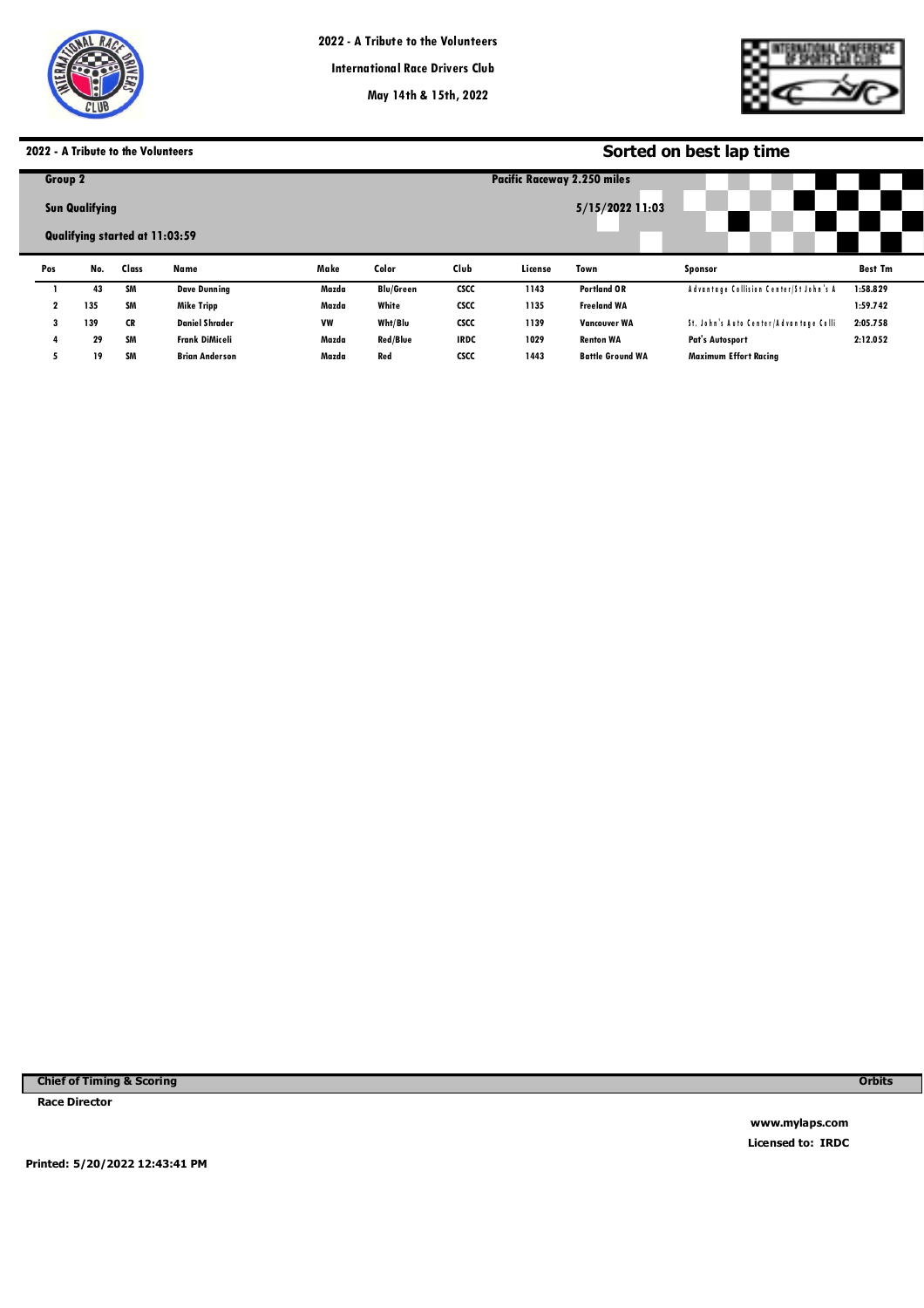2022 - A Tribute to the Volunteers

International Race Drivers Club

May 14th & 15th, 2022

## 2022 - A Tribute to the Volunteers

## Sorted on best lap time

**Group 2** — **Pacific Raceway 2.250 miles**

**Sun Qualifying** — **5/15/2022 11:03**

**Qualifying started at 11:03:59**

| Pos | No. | Class | Name | Make | Color | Club | License | Town | Sponsor | Best Tm |
|---|---|---|---|---|---|---|---|---|---|---|
| 1 | 43 | SM | Dave Dunning | Mazda | Blu/Green | CSCC | 1143 | Portland OR | Advantage Collision Center/St John's A | 1:58.829 |
| 2 | 135 | SM | Mike Tripp | Mazda | White | CSCC | 1135 | Freeland WA | | 1:59.742 |
| 3 | 139 | CR | Daniel Shrader | VW | Wht/Blu | CSCC | 1139 | Vancouver WA | St. John's Auto Center/Advantage Colli | 2:05.758 |
| 4 | 29 | SM | Frank DiMiceli | Mazda | Red/Blue | IRDC | 1029 | Renton WA | Pat's Autosport | 2:12.052 |
| 5 | 19 | SM | Brian Anderson | Mazda | Red | CSCC | 1443 | Battle Ground WA | Maximum Effort Racing | |

**Chief of Timing & Scoring** — **Orbits**

**Race Director**

**www.mylaps.com**

**Licensed to: IRDC**

**Printed: 5/20/2022 12:43:41 PM**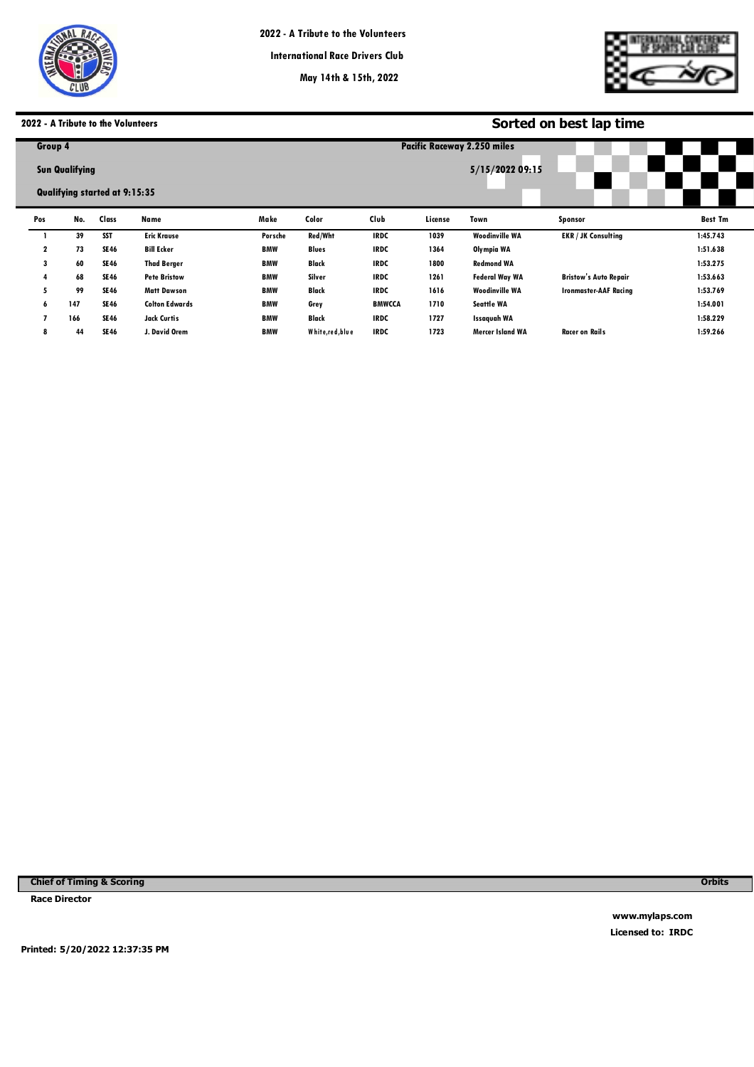2022 - A Tribute to the Volunteers

International Race Drivers Club

May 14th & 15th, 2022

**2022 - A Tribute to the Volunteers**

## Sorted on best lap time

**Group 4** — **Pacific Raceway 2.250 miles**

**Sun Qualifying** — **5/15/2022 09:15**

**Qualifying started at 9:15:35**

| Pos | No. | Class | Name | Make | Color | Club | License | Town | Sponsor | Best Tm |
|---|---|---|---|---|---|---|---|---|---|---|
| 1 | 39 | SST | Eric Krause | Porsche | Red/Wht | IRDC | 1039 | Woodinville WA | EKR / JK Consulting | 1:45.743 |
| 2 | 73 | SE46 | Bill Ecker | BMW | Blues | IRDC | 1364 | Olympia WA | | 1:51.638 |
| 3 | 60 | SE46 | Thad Berger | BMW | Black | IRDC | 1800 | Redmond WA | | 1:53.275 |
| 4 | 68 | SE46 | Pete Bristow | BMW | Silver | IRDC | 1261 | Federal Way WA | Bristow's Auto Repair | 1:53.663 |
| 5 | 99 | SE46 | Matt Dawson | BMW | Black | IRDC | 1616 | Woodinville WA | Ironmaster-AAF Racing | 1:53.769 |
| 6 | 147 | SE46 | Colton Edwards | BMW | Grey | BMWCCA | 1710 | Seattle WA | | 1:54.001 |
| 7 | 166 | SE46 | Jack Curtis | BMW | Black | IRDC | 1727 | Issaquah WA | | 1:58.229 |
| 8 | 44 | SE46 | J. David Orem | BMW | White,red,blue | IRDC | 1723 | Mercer Island WA | Racer on Rails | 1:59.266 |

**Chief of Timing & Scoring** — **Orbits**

**Race Director**

**www.mylaps.com**

**Licensed to: IRDC**

**Printed: 5/20/2022 12:37:35 PM**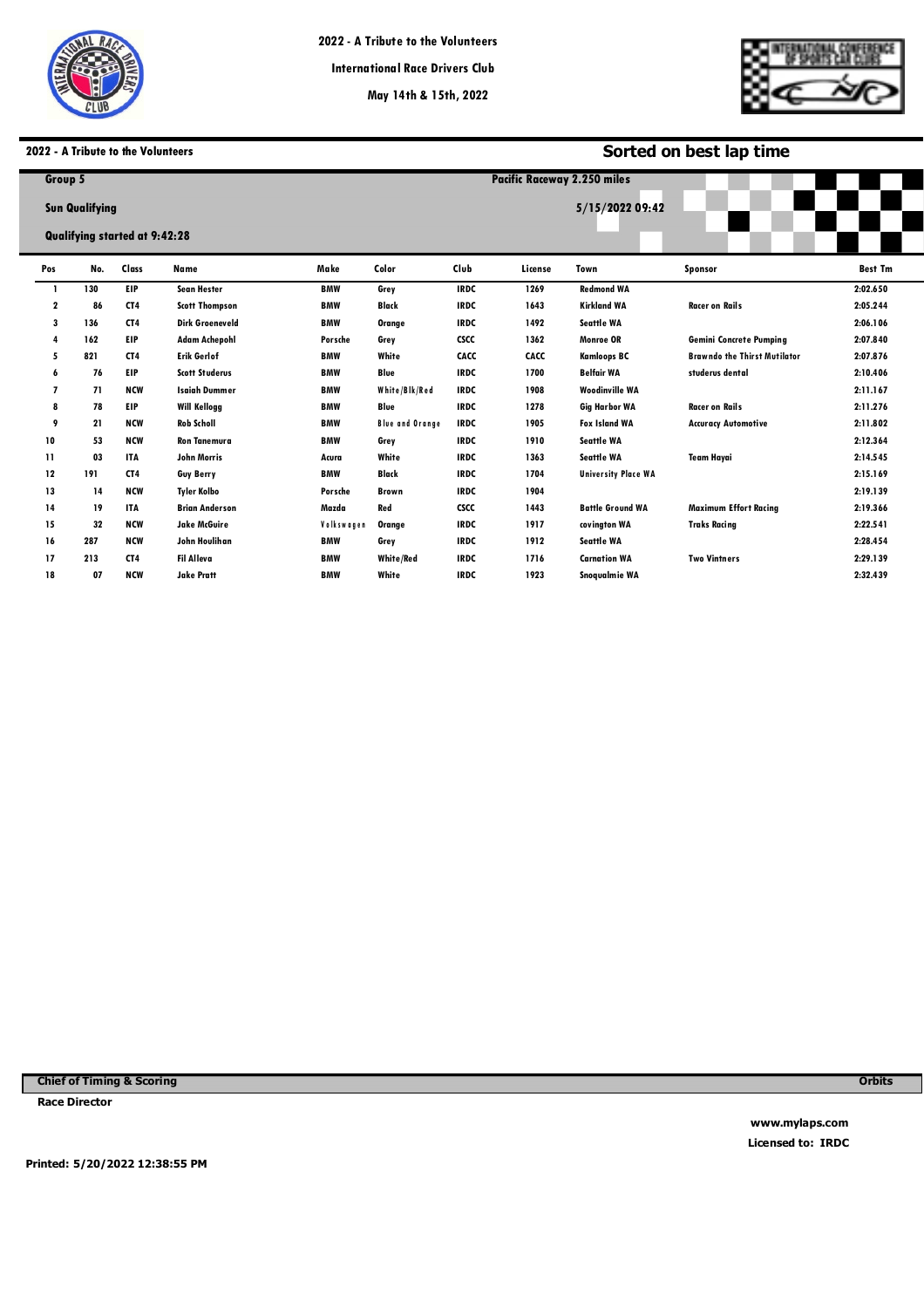# 2022 - A Tribute to the Volunteers

International Race Drivers Club

May 14th & 15th, 2022

## 2022 - A Tribute to the Volunteers

## Sorted on best lap time

**Group 5** — Pacific Raceway 2.250 miles

**Sun Qualifying** — 5/15/2022 09:42

**Qualifying started at 9:42:28**

| Pos | No. | Class | Name | Make | Color | Club | License | Town | Sponsor | Best Tm |
|---|---|---|---|---|---|---|---|---|---|---|
| 1 | 130 | EIP | Sean Hester | BMW | Grey | IRDC | 1269 | Redmond WA | | 2:02.650 |
| 2 | 86 | CT4 | Scott Thompson | BMW | Black | IRDC | 1643 | Kirkland WA | Racer on Rails | 2:05.244 |
| 3 | 136 | CT4 | Dirk Groeneveld | BMW | Orange | IRDC | 1492 | Seattle WA | | 2:06.106 |
| 4 | 162 | EIP | Adam Achepohl | Porsche | Grey | CSCC | 1362 | Monroe OR | Gemini Concrete Pumping | 2:07.840 |
| 5 | 821 | CT4 | Erik Gerlof | BMW | White | CACC | CACC | Kamloops BC | Brawndo the Thirst Mutilator | 2:07.876 |
| 6 | 76 | EIP | Scott Studerus | BMW | Blue | IRDC | 1700 | Belfair WA | studerus dental | 2:10.406 |
| 7 | 71 | NCW | Isaiah Dummer | BMW | White/Blk/Red | IRDC | 1908 | Woodinville WA | | 2:11.167 |
| 8 | 78 | EIP | Will Kellogg | BMW | Blue | IRDC | 1278 | Gig Harbor WA | Racer on Rails | 2:11.276 |
| 9 | 21 | NCW | Rob Scholl | BMW | Blue and Orange | IRDC | 1905 | Fox Island WA | Accuracy Automotive | 2:11.802 |
| 10 | 53 | NCW | Ron Tanemura | BMW | Grey | IRDC | 1910 | Seattle WA | | 2:12.364 |
| 11 | 03 | ITA | John Morris | Acura | White | IRDC | 1363 | Seattle WA | Team Hayai | 2:14.545 |
| 12 | 191 | CT4 | Guy Berry | BMW | Black | IRDC | 1704 | University Place WA | | 2:15.169 |
| 13 | 14 | NCW | Tyler Kolbo | Porsche | Brown | IRDC | 1904 | | | 2:19.139 |
| 14 | 19 | ITA | Brian Anderson | Mazda | Red | CSCC | 1443 | Battle Ground WA | Maximum Effort Racing | 2:19.366 |
| 15 | 32 | NCW | Jake McGuire | Volkswagen | Orange | IRDC | 1917 | covington WA | Traks Racing | 2:22.541 |
| 16 | 287 | NCW | John Houlihan | BMW | Grey | IRDC | 1912 | Seattle WA | | 2:28.454 |
| 17 | 213 | CT4 | Fil Alleva | BMW | White/Red | IRDC | 1716 | Carnation WA | Two Vintners | 2:29.139 |
| 18 | 07 | NCW | Jake Pratt | BMW | White | IRDC | 1923 | Snoqualmie WA | | 2:32.439 |

**Chief of Timing & Scoring** — **Orbits**

**Race Director**

www.mylaps.com

Licensed to: IRDC

Printed: 5/20/2022 12:38:55 PM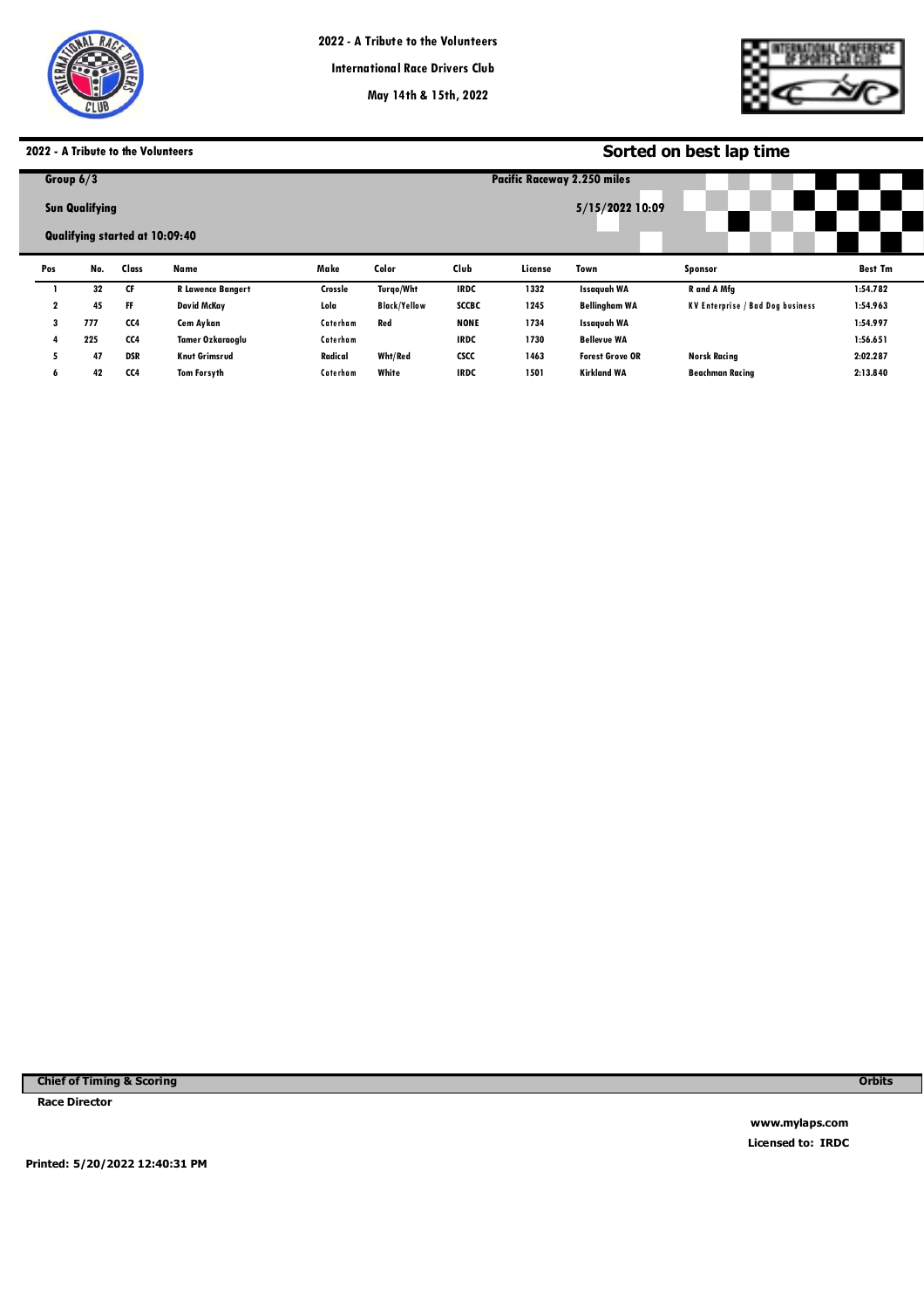2022 - A Tribute to the Volunteers

International Race Drivers Club

May 14th & 15th, 2022

## 2022 - A Tribute to the Volunteers

## Sorted on best lap time

Group 6/3

Sun Qualifying

Qualifying started at 10:09:40

Pacific Raceway 2.250 miles

5/15/2022 10:09

| Pos | No. | Class | Name | Make | Color | Club | License | Town | Sponsor | Best Tm |
|---|---|---|---|---|---|---|---|---|---|---|
| 1 | 32 | CF | R Lawence Bangert | Crossle | Turqo/Wht | IRDC | 1332 | Issaquah WA | R and A Mfg | 1:54.782 |
| 2 | 45 | FF | David McKay | Lola | Black/Yellow | SCCBC | 1245 | Bellingham WA | KV Enterprise / Bad Dog business | 1:54.963 |
| 3 | 777 | CC4 | Cem Aykan | Caterham | Red | NONE | 1734 | Issaquah WA | | 1:54.997 |
| 4 | 225 | CC4 | Tamer Ozkaraoglu | Caterham | | IRDC | 1730 | Bellevue WA | | 1:56.651 |
| 5 | 47 | DSR | Knut Grimsrud | Radical | Wht/Red | CSCC | 1463 | Forest Grove OR | Norsk Racing | 2:02.287 |
| 6 | 42 | CC4 | Tom Forsyth | Caterham | White | IRDC | 1501 | Kirkland WA | Beachman Racing | 2:13.840 |

**Chief of Timing & Scoring** **Orbits**

**Race Director**

**www.mylaps.com**

**Licensed to: IRDC**

**Printed: 5/20/2022 12:40:31 PM**